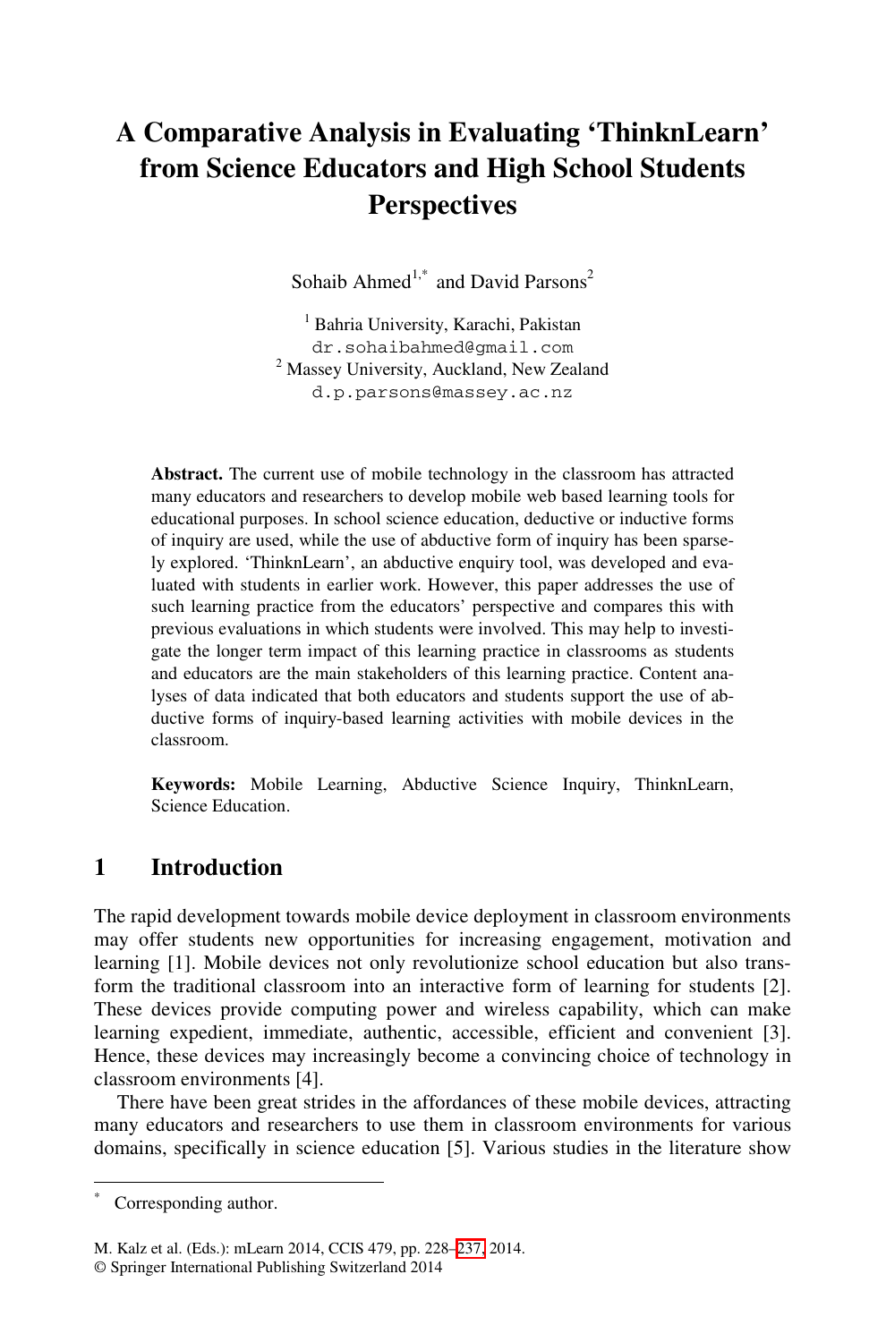# A Comparative Analysis in Evaluating 'ThinknLearn' from Science Educators and High School Students Perspectives

Sohaib Ahmed[1,*] and David Parsons[2]

[1] Bahria University, Karachi, Pakistan
dr.sohaibahmed@gmail.com
[2] Massey University, Auckland, New Zealand
d.p.parsons@massey.ac.nz

**Abstract.** The current use of mobile technology in the classroom has attracted many educators and researchers to develop mobile web based learning tools for educational purposes. In school science education, deductive or inductive forms of inquiry are used, while the use of abductive form of inquiry has been sparsely explored. 'ThinknLearn', an abductive enquiry tool, was developed and evaluated with students in earlier work. However, this paper addresses the use of such learning practice from the educators' perspective and compares this with previous evaluations in which students were involved. This may help to investigate the longer term impact of this learning practice in classrooms as students and educators are the main stakeholders of this learning practice. Content analyses of data indicated that both educators and students support the use of abductive forms of inquiry-based learning activities with mobile devices in the classroom.

**Keywords:** Mobile Learning, Abductive Science Inquiry, ThinknLearn, Science Education.

## 1 Introduction

The rapid development towards mobile device deployment in classroom environments may offer students new opportunities for increasing engagement, motivation and learning [1]. Mobile devices not only revolutionize school education but also transform the traditional classroom into an interactive form of learning for students [2]. These devices provide computing power and wireless capability, which can make learning expedient, immediate, authentic, accessible, efficient and convenient [3]. Hence, these devices may increasingly become a convincing choice of technology in classroom environments [4].

There have been great strides in the affordances of these mobile devices, attracting many educators and researchers to use them in classroom environments for various domains, specifically in science education [5]. Various studies in the literature show

* Corresponding author.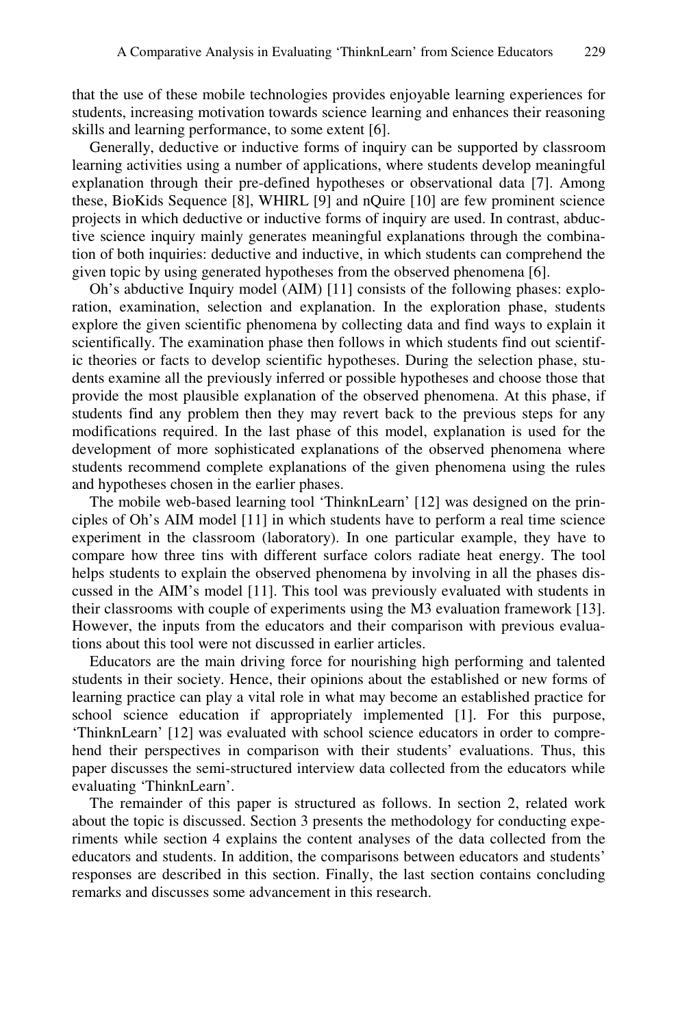that the use of these mobile technologies provides enjoyable learning experiences for students, increasing motivation towards science learning and enhances their reasoning skills and learning performance, to some extent [6].

Generally, deductive or inductive forms of inquiry can be supported by classroom learning activities using a number of applications, where students develop meaningful explanation through their pre-defined hypotheses or observational data [7]. Among these, BioKids Sequence [8], WHIRL [9] and nQuire [10] are few prominent science projects in which deductive or inductive forms of inquiry are used. In contrast, abductive science inquiry mainly generates meaningful explanations through the combination of both inquiries: deductive and inductive, in which students can comprehend the given topic by using generated hypotheses from the observed phenomena [6].

Oh's abductive Inquiry model (AIM) [11] consists of the following phases: exploration, examination, selection and explanation. In the exploration phase, students explore the given scientific phenomena by collecting data and find ways to explain it scientifically. The examination phase then follows in which students find out scientific theories or facts to develop scientific hypotheses. During the selection phase, students examine all the previously inferred or possible hypotheses and choose those that provide the most plausible explanation of the observed phenomena. At this phase, if students find any problem then they may revert back to the previous steps for any modifications required. In the last phase of this model, explanation is used for the development of more sophisticated explanations of the observed phenomena where students recommend complete explanations of the given phenomena using the rules and hypotheses chosen in the earlier phases.

The mobile web-based learning tool 'ThinknLearn' [12] was designed on the principles of Oh's AIM model [11] in which students have to perform a real time science experiment in the classroom (laboratory). In one particular example, they have to compare how three tins with different surface colors radiate heat energy. The tool helps students to explain the observed phenomena by involving in all the phases discussed in the AIM's model [11]. This tool was previously evaluated with students in their classrooms with couple of experiments using the M3 evaluation framework [13]. However, the inputs from the educators and their comparison with previous evaluations about this tool were not discussed in earlier articles.

Educators are the main driving force for nourishing high performing and talented students in their society. Hence, their opinions about the established or new forms of learning practice can play a vital role in what may become an established practice for school science education if appropriately implemented [1]. For this purpose, 'ThinknLearn' [12] was evaluated with school science educators in order to comprehend their perspectives in comparison with their students' evaluations. Thus, this paper discusses the semi-structured interview data collected from the educators while evaluating 'ThinknLearn'.

The remainder of this paper is structured as follows. In section 2, related work about the topic is discussed. Section 3 presents the methodology for conducting experiments while section 4 explains the content analyses of the data collected from the educators and students. In addition, the comparisons between educators and students' responses are described in this section. Finally, the last section contains concluding remarks and discusses some advancement in this research.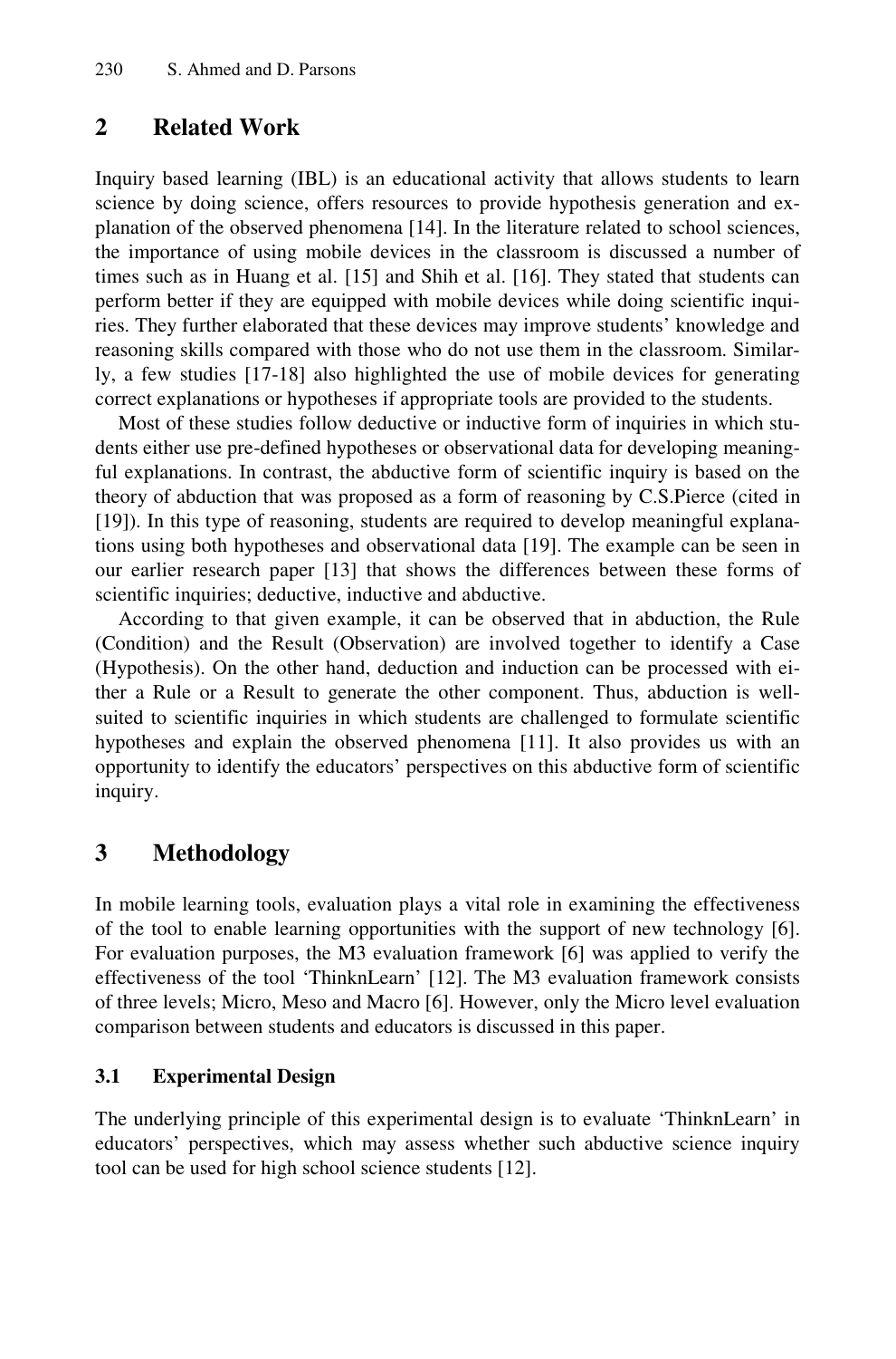## 2 Related Work

Inquiry based learning (IBL) is an educational activity that allows students to learn science by doing science, offers resources to provide hypothesis generation and explanation of the observed phenomena [14]. In the literature related to school sciences, the importance of using mobile devices in the classroom is discussed a number of times such as in Huang et al. [15] and Shih et al. [16]. They stated that students can perform better if they are equipped with mobile devices while doing scientific inquiries. They further elaborated that these devices may improve students' knowledge and reasoning skills compared with those who do not use them in the classroom. Similarly, a few studies [17-18] also highlighted the use of mobile devices for generating correct explanations or hypotheses if appropriate tools are provided to the students.

Most of these studies follow deductive or inductive form of inquiries in which students either use pre-defined hypotheses or observational data for developing meaningful explanations. In contrast, the abductive form of scientific inquiry is based on the theory of abduction that was proposed as a form of reasoning by C.S.Pierce (cited in [19]). In this type of reasoning, students are required to develop meaningful explanations using both hypotheses and observational data [19]. The example can be seen in our earlier research paper [13] that shows the differences between these forms of scientific inquiries; deductive, inductive and abductive.

According to that given example, it can be observed that in abduction, the Rule (Condition) and the Result (Observation) are involved together to identify a Case (Hypothesis). On the other hand, deduction and induction can be processed with either a Rule or a Result to generate the other component. Thus, abduction is well-suited to scientific inquiries in which students are challenged to formulate scientific hypotheses and explain the observed phenomena [11]. It also provides us with an opportunity to identify the educators' perspectives on this abductive form of scientific inquiry.

## 3 Methodology

In mobile learning tools, evaluation plays a vital role in examining the effectiveness of the tool to enable learning opportunities with the support of new technology [6]. For evaluation purposes, the M3 evaluation framework [6] was applied to verify the effectiveness of the tool 'ThinknLearn' [12]. The M3 evaluation framework consists of three levels; Micro, Meso and Macro [6]. However, only the Micro level evaluation comparison between students and educators is discussed in this paper.

### 3.1 Experimental Design

The underlying principle of this experimental design is to evaluate 'ThinknLearn' in educators' perspectives, which may assess whether such abductive science inquiry tool can be used for high school science students [12].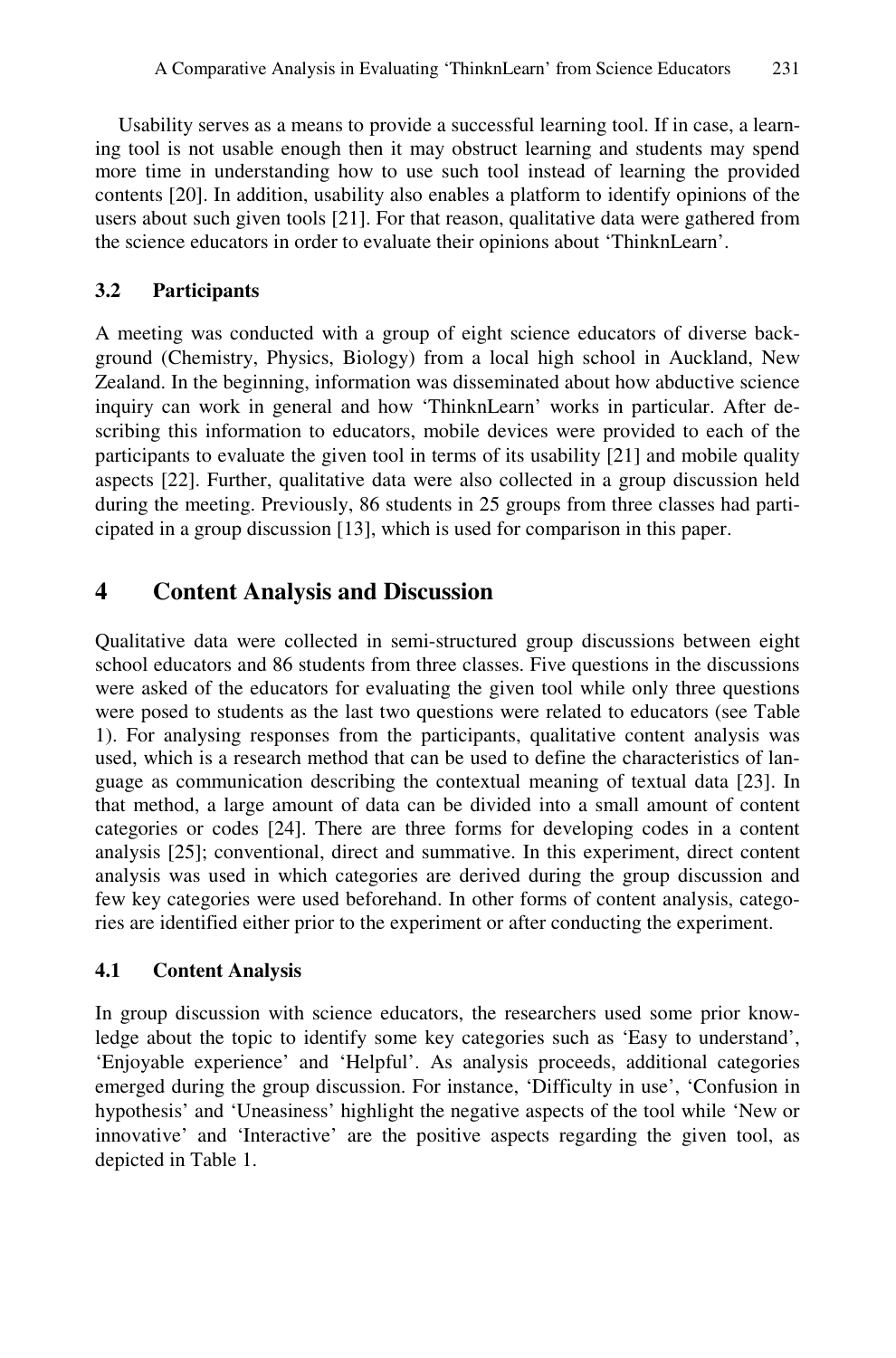Usability serves as a means to provide a successful learning tool. If in case, a learning tool is not usable enough then it may obstruct learning and students may spend more time in understanding how to use such tool instead of learning the provided contents [20]. In addition, usability also enables a platform to identify opinions of the users about such given tools [21]. For that reason, qualitative data were gathered from the science educators in order to evaluate their opinions about 'ThinknLearn'.

### 3.2 Participants

A meeting was conducted with a group of eight science educators of diverse background (Chemistry, Physics, Biology) from a local high school in Auckland, New Zealand. In the beginning, information was disseminated about how abductive science inquiry can work in general and how 'ThinknLearn' works in particular. After describing this information to educators, mobile devices were provided to each of the participants to evaluate the given tool in terms of its usability [21] and mobile quality aspects [22]. Further, qualitative data were also collected in a group discussion held during the meeting. Previously, 86 students in 25 groups from three classes had participated in a group discussion [13], which is used for comparison in this paper.

## 4 Content Analysis and Discussion

Qualitative data were collected in semi-structured group discussions between eight school educators and 86 students from three classes. Five questions in the discussions were asked of the educators for evaluating the given tool while only three questions were posed to students as the last two questions were related to educators (see Table 1). For analysing responses from the participants, qualitative content analysis was used, which is a research method that can be used to define the characteristics of language as communication describing the contextual meaning of textual data [23]. In that method, a large amount of data can be divided into a small amount of content categories or codes [24]. There are three forms for developing codes in a content analysis [25]; conventional, direct and summative. In this experiment, direct content analysis was used in which categories are derived during the group discussion and few key categories were used beforehand. In other forms of content analysis, categories are identified either prior to the experiment or after conducting the experiment.

### 4.1 Content Analysis

In group discussion with science educators, the researchers used some prior knowledge about the topic to identify some key categories such as 'Easy to understand', 'Enjoyable experience' and 'Helpful'. As analysis proceeds, additional categories emerged during the group discussion. For instance, 'Difficulty in use', 'Confusion in hypothesis' and 'Uneasiness' highlight the negative aspects of the tool while 'New or innovative' and 'Interactive' are the positive aspects regarding the given tool, as depicted in Table 1.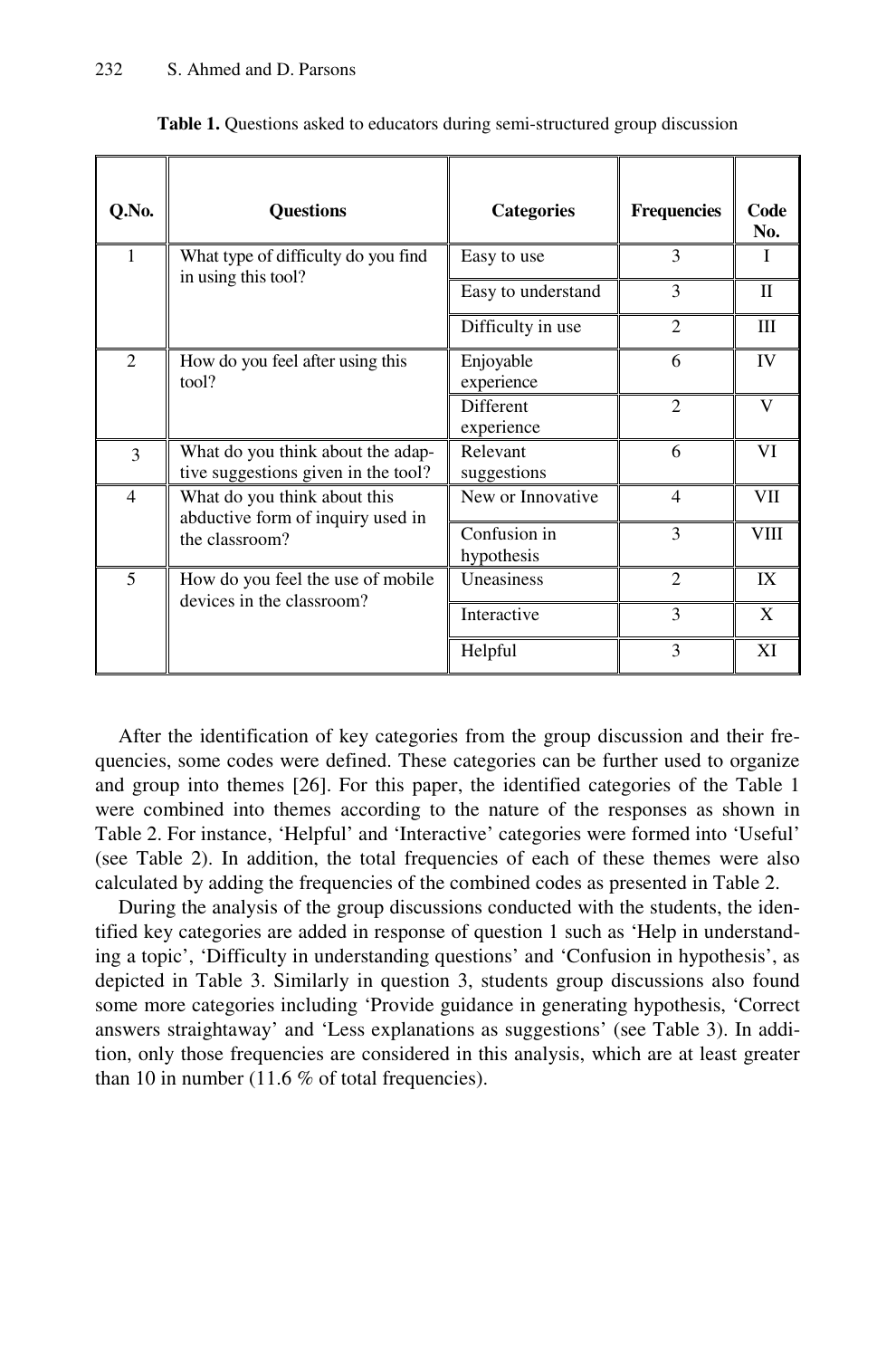**Table 1.** Questions asked to educators during semi-structured group discussion

| Q.No. | Questions | Categories | Frequencies | Code No. |
|---|---|---|---|---|
| 1 | What type of difficulty do you find in using this tool? | Easy to use | 3 | I |
| | | Easy to understand | 3 | II |
| | | Difficulty in use | 2 | III |
| 2 | How do you feel after using this tool? | Enjoyable experience | 6 | IV |
| | | Different experience | 2 | V |
| 3 | What do you think about the adaptive suggestions given in the tool? | Relevant suggestions | 6 | VI |
| 4 | What do you think about this abductive form of inquiry used in the classroom? | New or Innovative | 4 | VII |
| | | Confusion in hypothesis | 3 | VIII |
| 5 | How do you feel the use of mobile devices in the classroom? | Uneasiness | 2 | IX |
| | | Interactive | 3 | X |
| | | Helpful | 3 | XI |

After the identification of key categories from the group discussion and their frequencies, some codes were defined. These categories can be further used to organize and group into themes [26]. For this paper, the identified categories of the Table 1 were combined into themes according to the nature of the responses as shown in Table 2. For instance, 'Helpful' and 'Interactive' categories were formed into 'Useful' (see Table 2). In addition, the total frequencies of each of these themes were also calculated by adding the frequencies of the combined codes as presented in Table 2.

During the analysis of the group discussions conducted with the students, the identified key categories are added in response of question 1 such as 'Help in understanding a topic', 'Difficulty in understanding questions' and 'Confusion in hypothesis', as depicted in Table 3. Similarly in question 3, students group discussions also found some more categories including 'Provide guidance in generating hypothesis, 'Correct answers straightaway' and 'Less explanations as suggestions' (see Table 3). In addition, only those frequencies are considered in this analysis, which are at least greater than 10 in number (11.6 % of total frequencies).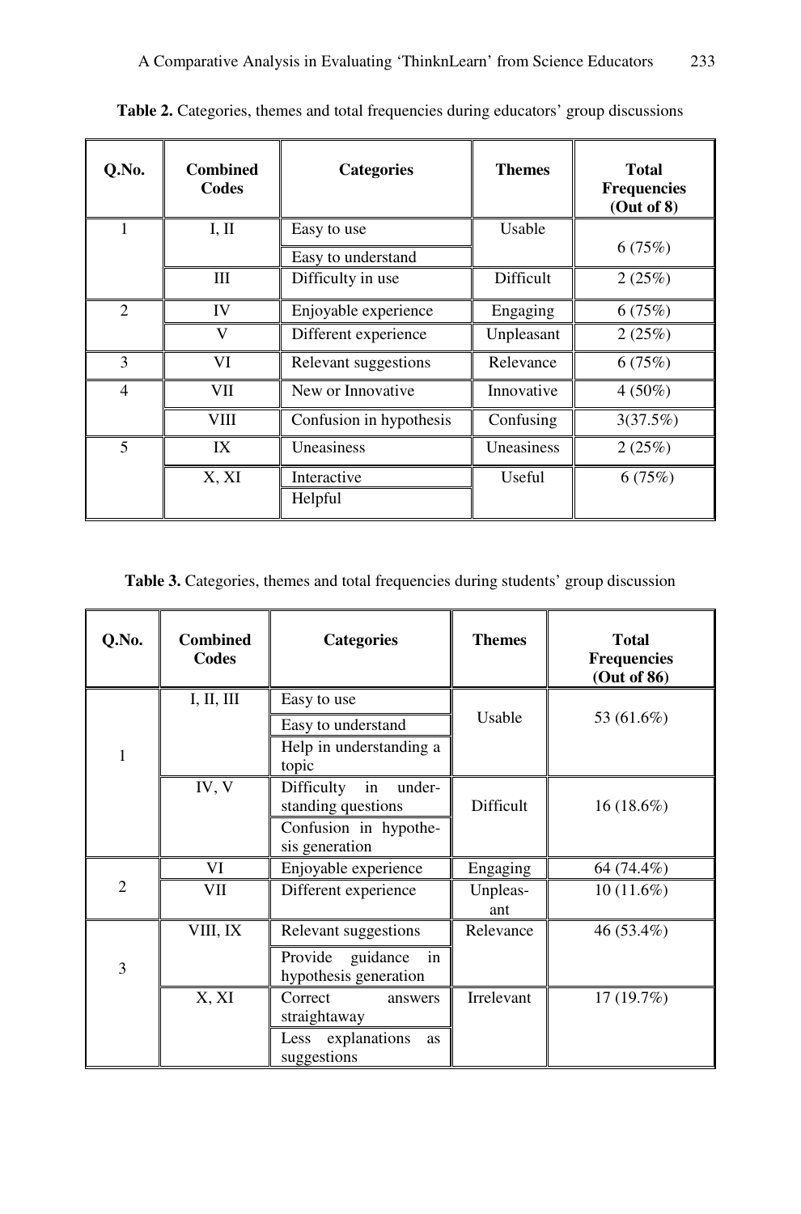**Table 2.** Categories, themes and total frequencies during educators' group discussions

| Q.No. | Combined Codes | Categories | Themes | Total Frequencies (Out of 8) |
|---|---|---|---|---|
| 1 | I, II | Easy to use | Usable | 6 (75%) |
| | | Easy to understand | | |
| | III | Difficulty in use | Difficult | 2 (25%) |
| 2 | IV | Enjoyable experience | Engaging | 6 (75%) |
| | V | Different experience | Unpleasant | 2 (25%) |
| 3 | VI | Relevant suggestions | Relevance | 6 (75%) |
| 4 | VII | New or Innovative | Innovative | 4 (50%) |
| | VIII | Confusion in hypothesis | Confusing | 3(37.5%) |
| 5 | IX | Uneasiness | Uneasiness | 2 (25%) |
| | X, XI | Interactive | Useful | 6 (75%) |
| | | Helpful | | |

**Table 3.** Categories, themes and total frequencies during students' group discussion

| Q.No. | Combined Codes | Categories | Themes | Total Frequencies (Out of 86) |
|---|---|---|---|---|
| 1 | I, II, III | Easy to use | Usable | 53 (61.6%) |
| | | Easy to understand | | |
| | | Help in understanding a topic | | |
| | IV, V | Difficulty in understanding questions | Difficult | 16 (18.6%) |
| | | Confusion in hypothesis generation | | |
| 2 | VI | Enjoyable experience | Engaging | 64 (74.4%) |
| | VII | Different experience | Unpleasant | 10 (11.6%) |
| 3 | VIII, IX | Relevant suggestions | Relevance | 46 (53.4%) |
| | | Provide guidance in hypothesis generation | | |
| | X, XI | Correct answers straightaway | Irrelevant | 17 (19.7%) |
| | | Less explanations as suggestions | | |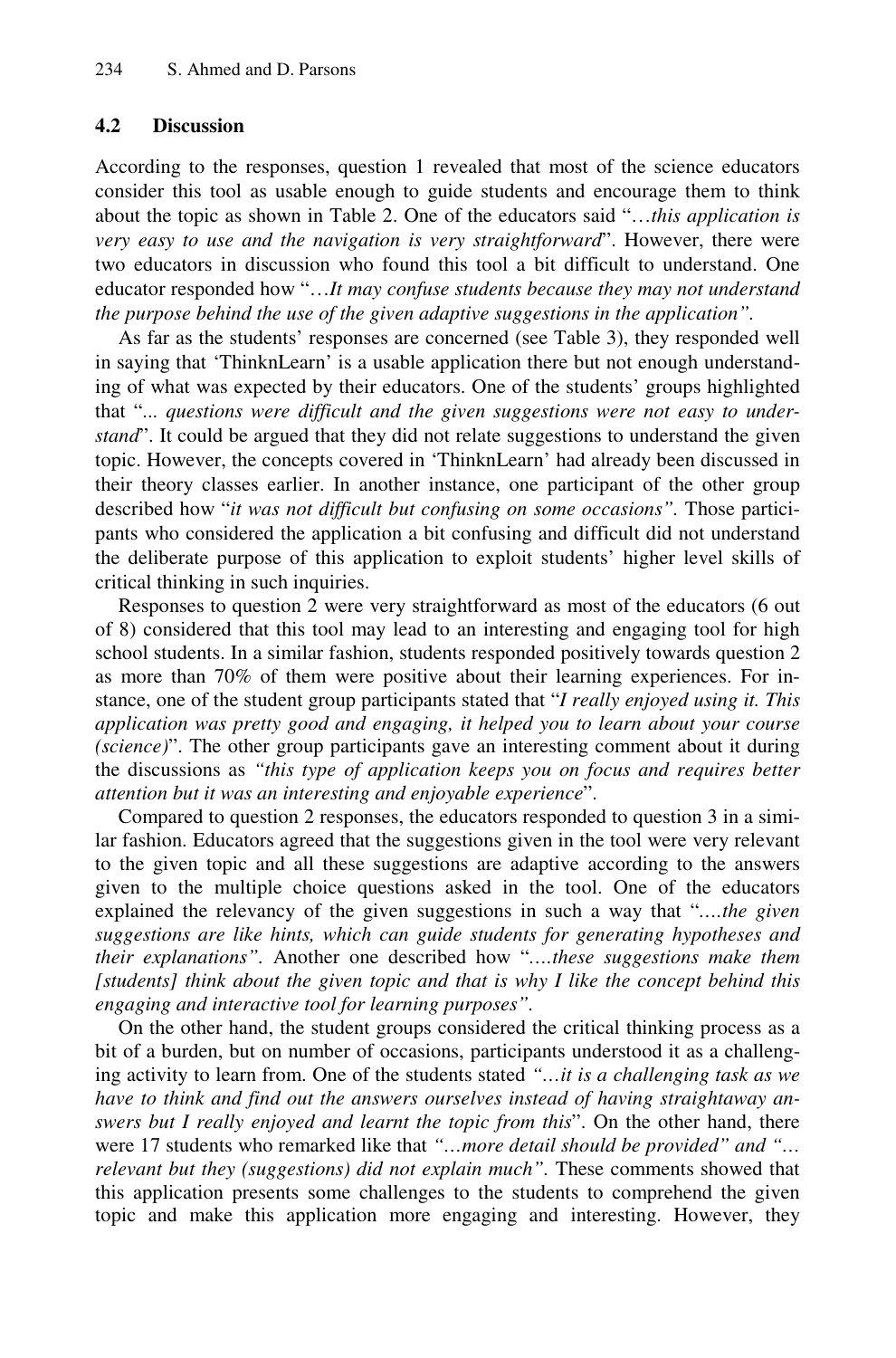### 4.2 Discussion

According to the responses, question 1 revealed that most of the science educators consider this tool as usable enough to guide students and encourage them to think about the topic as shown in Table 2. One of the educators said "…*this application is very easy to use and the navigation is very straightforward*". However, there were two educators in discussion who found this tool a bit difficult to understand. One educator responded how "…*It may confuse students because they may not understand the purpose behind the use of the given adaptive suggestions in the application".*

As far as the students' responses are concerned (see Table 3), they responded well in saying that 'ThinknLearn' is a usable application there but not enough understanding of what was expected by their educators. One of the students' groups highlighted that "*... questions were difficult and the given suggestions were not easy to understand*". It could be argued that they did not relate suggestions to understand the given topic. However, the concepts covered in 'ThinknLearn' had already been discussed in their theory classes earlier. In another instance, one participant of the other group described how "*it was not difficult but confusing on some occasions".* Those participants who considered the application a bit confusing and difficult did not understand the deliberate purpose of this application to exploit students' higher level skills of critical thinking in such inquiries.

Responses to question 2 were very straightforward as most of the educators (6 out of 8) considered that this tool may lead to an interesting and engaging tool for high school students. In a similar fashion, students responded positively towards question 2 as more than 70% of them were positive about their learning experiences. For instance, one of the student group participants stated that "*I really enjoyed using it. This application was pretty good and engaging, it helped you to learn about your course (science)*". The other group participants gave an interesting comment about it during the discussions as *"this type of application keeps you on focus and requires better attention but it was an interesting and enjoyable experience*".

Compared to question 2 responses, the educators responded to question 3 in a similar fashion. Educators agreed that the suggestions given in the tool were very relevant to the given topic and all these suggestions are adaptive according to the answers given to the multiple choice questions asked in the tool. One of the educators explained the relevancy of the given suggestions in such a way that "*….the given suggestions are like hints, which can guide students for generating hypotheses and their explanations".* Another one described how "*….these suggestions make them [students] think about the given topic and that is why I like the concept behind this engaging and interactive tool for learning purposes".*

On the other hand, the student groups considered the critical thinking process as a bit of a burden, but on number of occasions, participants understood it as a challenging activity to learn from. One of the students stated *"…it is a challenging task as we have to think and find out the answers ourselves instead of having straightaway answers but I really enjoyed and learnt the topic from this*". On the other hand, there were 17 students who remarked like that *"…more detail should be provided" and "…relevant but they (suggestions) did not explain much".* These comments showed that this application presents some challenges to the students to comprehend the given topic and make this application more engaging and interesting. However, they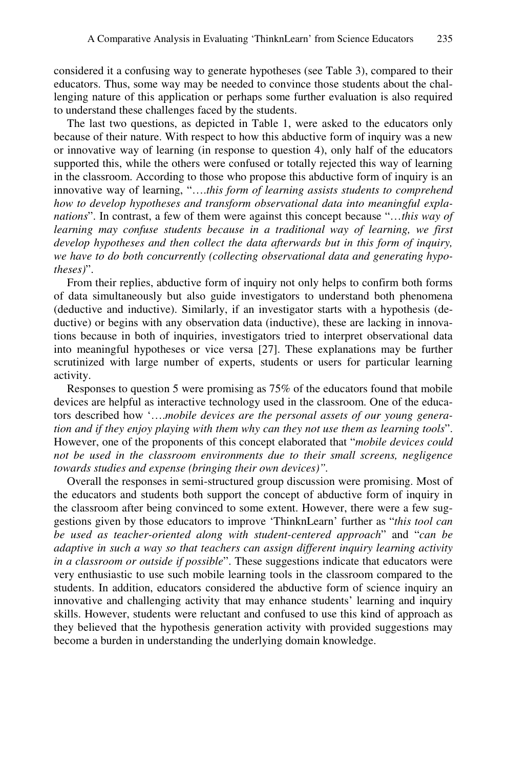considered it a confusing way to generate hypotheses (see Table 3), compared to their educators. Thus, some way may be needed to convince those students about the challenging nature of this application or perhaps some further evaluation is also required to understand these challenges faced by the students.

The last two questions, as depicted in Table 1, were asked to the educators only because of their nature. With respect to how this abductive form of inquiry was a new or innovative way of learning (in response to question 4), only half of the educators supported this, while the others were confused or totally rejected this way of learning in the classroom. According to those who propose this abductive form of inquiry is an innovative way of learning, "*….this form of learning assists students to comprehend how to develop hypotheses and transform observational data into meaningful explanations*". In contrast, a few of them were against this concept because "*…this way of learning may confuse students because in a traditional way of learning, we first develop hypotheses and then collect the data afterwards but in this form of inquiry, we have to do both concurrently (collecting observational data and generating hypotheses)*".

From their replies, abductive form of inquiry not only helps to confirm both forms of data simultaneously but also guide investigators to understand both phenomena (deductive and inductive). Similarly, if an investigator starts with a hypothesis (deductive) or begins with any observation data (inductive), these are lacking in innovations because in both of inquiries, investigators tried to interpret observational data into meaningful hypotheses or vice versa [27]. These explanations may be further scrutinized with large number of experts, students or users for particular learning activity.

Responses to question 5 were promising as 75% of the educators found that mobile devices are helpful as interactive technology used in the classroom. One of the educators described how '*….mobile devices are the personal assets of our young generation and if they enjoy playing with them why can they not use them as learning tools*". However, one of the proponents of this concept elaborated that "*mobile devices could not be used in the classroom environments due to their small screens, negligence towards studies and expense (bringing their own devices)*".

Overall the responses in semi-structured group discussion were promising. Most of the educators and students both support the concept of abductive form of inquiry in the classroom after being convinced to some extent. However, there were a few suggestions given by those educators to improve 'ThinknLearn' further as "*this tool can be used as teacher-oriented along with student-centered approach*" and "*can be adaptive in such a way so that teachers can assign different inquiry learning activity in a classroom or outside if possible*". These suggestions indicate that educators were very enthusiastic to use such mobile learning tools in the classroom compared to the students. In addition, educators considered the abductive form of science inquiry an innovative and challenging activity that may enhance students' learning and inquiry skills. However, students were reluctant and confused to use this kind of approach as they believed that the hypothesis generation activity with provided suggestions may become a burden in understanding the underlying domain knowledge.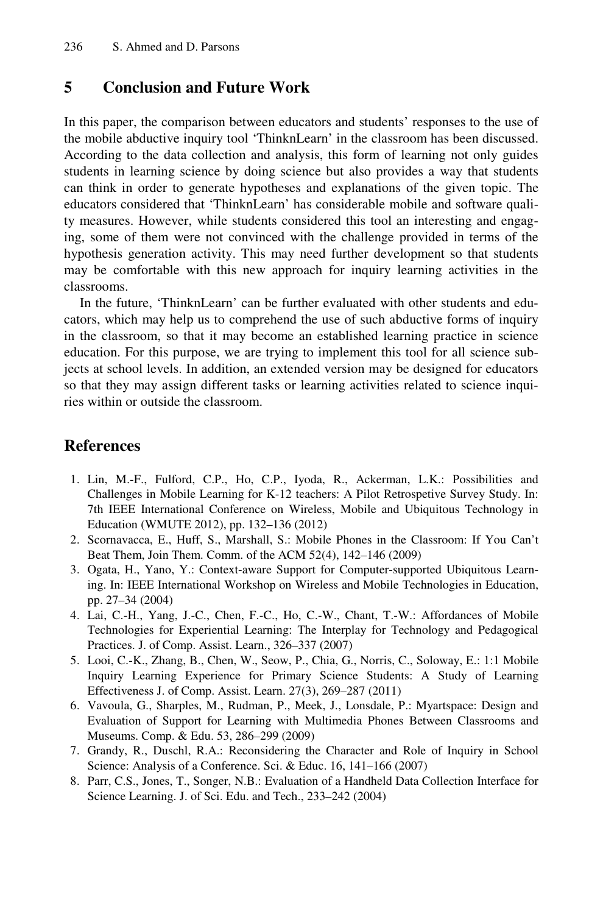## 5 Conclusion and Future Work

In this paper, the comparison between educators and students' responses to the use of the mobile abductive inquiry tool 'ThinknLearn' in the classroom has been discussed. According to the data collection and analysis, this form of learning not only guides students in learning science by doing science but also provides a way that students can think in order to generate hypotheses and explanations of the given topic. The educators considered that 'ThinknLearn' has considerable mobile and software quality measures. However, while students considered this tool an interesting and engaging, some of them were not convinced with the challenge provided in terms of the hypothesis generation activity. This may need further development so that students may be comfortable with this new approach for inquiry learning activities in the classrooms.

In the future, 'ThinknLearn' can be further evaluated with other students and educators, which may help us to comprehend the use of such abductive forms of inquiry in the classroom, so that it may become an established learning practice in science education. For this purpose, we are trying to implement this tool for all science subjects at school levels. In addition, an extended version may be designed for educators so that they may assign different tasks or learning activities related to science inquiries within or outside the classroom.

## References

1. Lin, M.-F., Fulford, C.P., Ho, C.P., Iyoda, R., Ackerman, L.K.: Possibilities and Challenges in Mobile Learning for K-12 teachers: A Pilot Retrospetive Survey Study. In: 7th IEEE International Conference on Wireless, Mobile and Ubiquitous Technology in Education (WMUTE 2012), pp. 132–136 (2012)
2. Scornavacca, E., Huff, S., Marshall, S.: Mobile Phones in the Classroom: If You Can't Beat Them, Join Them. Comm. of the ACM 52(4), 142–146 (2009)
3. Ogata, H., Yano, Y.: Context-aware Support for Computer-supported Ubiquitous Learning. In: IEEE International Workshop on Wireless and Mobile Technologies in Education, pp. 27–34 (2004)
4. Lai, C.-H., Yang, J.-C., Chen, F.-C., Ho, C.-W., Chant, T.-W.: Affordances of Mobile Technologies for Experiential Learning: The Interplay for Technology and Pedagogical Practices. J. of Comp. Assist. Learn., 326–337 (2007)
5. Looi, C.-K., Zhang, B., Chen, W., Seow, P., Chia, G., Norris, C., Soloway, E.: 1:1 Mobile Inquiry Learning Experience for Primary Science Students: A Study of Learning Effectiveness J. of Comp. Assist. Learn. 27(3), 269–287 (2011)
6. Vavoula, G., Sharples, M., Rudman, P., Meek, J., Lonsdale, P.: Myartspace: Design and Evaluation of Support for Learning with Multimedia Phones Between Classrooms and Museums. Comp. & Edu. 53, 286–299 (2009)
7. Grandy, R., Duschl, R.A.: Reconsidering the Character and Role of Inquiry in School Science: Analysis of a Conference. Sci. & Educ. 16, 141–166 (2007)
8. Parr, C.S., Jones, T., Songer, N.B.: Evaluation of a Handheld Data Collection Interface for Science Learning. J. of Sci. Edu. and Tech., 233–242 (2004)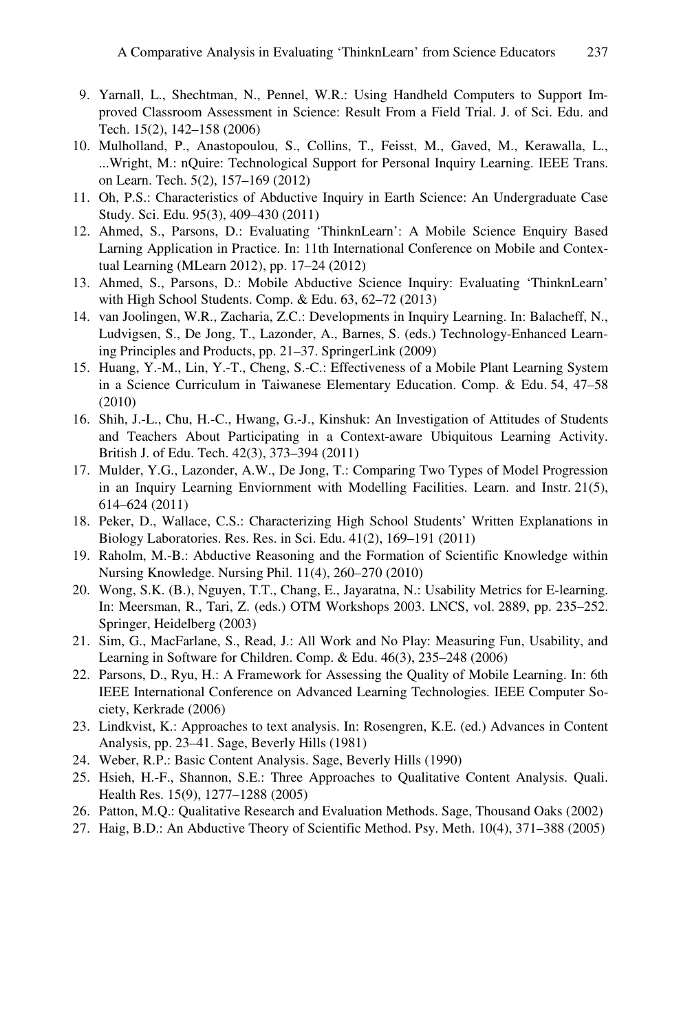9. Yarnall, L., Shechtman, N., Pennel, W.R.: Using Handheld Computers to Support Improved Classroom Assessment in Science: Result From a Field Trial. J. of Sci. Edu. and Tech. 15(2), 142–158 (2006)
10. Mulholland, P., Anastopoulou, S., Collins, T., Feisst, M., Gaved, M., Kerawalla, L., ...Wright, M.: nQuire: Technological Support for Personal Inquiry Learning. IEEE Trans. on Learn. Tech. 5(2), 157–169 (2012)
11. Oh, P.S.: Characteristics of Abductive Inquiry in Earth Science: An Undergraduate Case Study. Sci. Edu. 95(3), 409–430 (2011)
12. Ahmed, S., Parsons, D.: Evaluating 'ThinknLearn': A Mobile Science Enquiry Based Larning Application in Practice. In: 11th International Conference on Mobile and Contextual Learning (MLearn 2012), pp. 17–24 (2012)
13. Ahmed, S., Parsons, D.: Mobile Abductive Science Inquiry: Evaluating 'ThinknLearn' with High School Students. Comp. & Edu. 63, 62–72 (2013)
14. van Joolingen, W.R., Zacharia, Z.C.: Developments in Inquiry Learning. In: Balacheff, N., Ludvigsen, S., De Jong, T., Lazonder, A., Barnes, S. (eds.) Technology-Enhanced Learning Principles and Products, pp. 21–37. SpringerLink (2009)
15. Huang, Y.-M., Lin, Y.-T., Cheng, S.-C.: Effectiveness of a Mobile Plant Learning System in a Science Curriculum in Taiwanese Elementary Education. Comp. & Edu. 54, 47–58 (2010)
16. Shih, J.-L., Chu, H.-C., Hwang, G.-J., Kinshuk: An Investigation of Attitudes of Students and Teachers About Participating in a Context-aware Ubiquitous Learning Activity. British J. of Edu. Tech. 42(3), 373–394 (2011)
17. Mulder, Y.G., Lazonder, A.W., De Jong, T.: Comparing Two Types of Model Progression in an Inquiry Learning Enviornment with Modelling Facilities. Learn. and Instr. 21(5), 614–624 (2011)
18. Peker, D., Wallace, C.S.: Characterizing High School Students' Written Explanations in Biology Laboratories. Res. Res. in Sci. Edu. 41(2), 169–191 (2011)
19. Raholm, M.-B.: Abductive Reasoning and the Formation of Scientific Knowledge within Nursing Knowledge. Nursing Phil. 11(4), 260–270 (2010)
20. Wong, S.K. (B.), Nguyen, T.T., Chang, E., Jayaratna, N.: Usability Metrics for E-learning. In: Meersman, R., Tari, Z. (eds.) OTM Workshops 2003. LNCS, vol. 2889, pp. 235–252. Springer, Heidelberg (2003)
21. Sim, G., MacFarlane, S., Read, J.: All Work and No Play: Measuring Fun, Usability, and Learning in Software for Children. Comp. & Edu. 46(3), 235–248 (2006)
22. Parsons, D., Ryu, H.: A Framework for Assessing the Quality of Mobile Learning. In: 6th IEEE International Conference on Advanced Learning Technologies. IEEE Computer Society, Kerkrade (2006)
23. Lindkvist, K.: Approaches to text analysis. In: Rosengren, K.E. (ed.) Advances in Content Analysis, pp. 23–41. Sage, Beverly Hills (1981)
24. Weber, R.P.: Basic Content Analysis. Sage, Beverly Hills (1990)
25. Hsieh, H.-F., Shannon, S.E.: Three Approaches to Qualitative Content Analysis. Quali. Health Res. 15(9), 1277–1288 (2005)
26. Patton, M.Q.: Qualitative Research and Evaluation Methods. Sage, Thousand Oaks (2002)
27. Haig, B.D.: An Abductive Theory of Scientific Method. Psy. Meth. 10(4), 371–388 (2005)